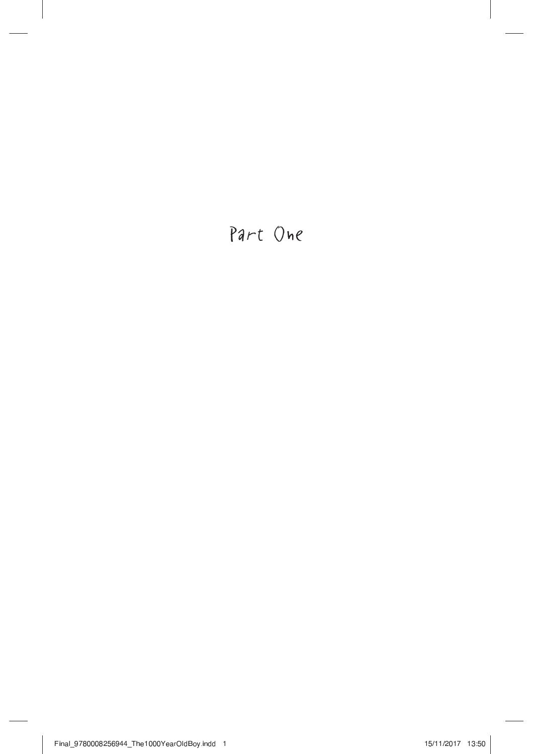# Part One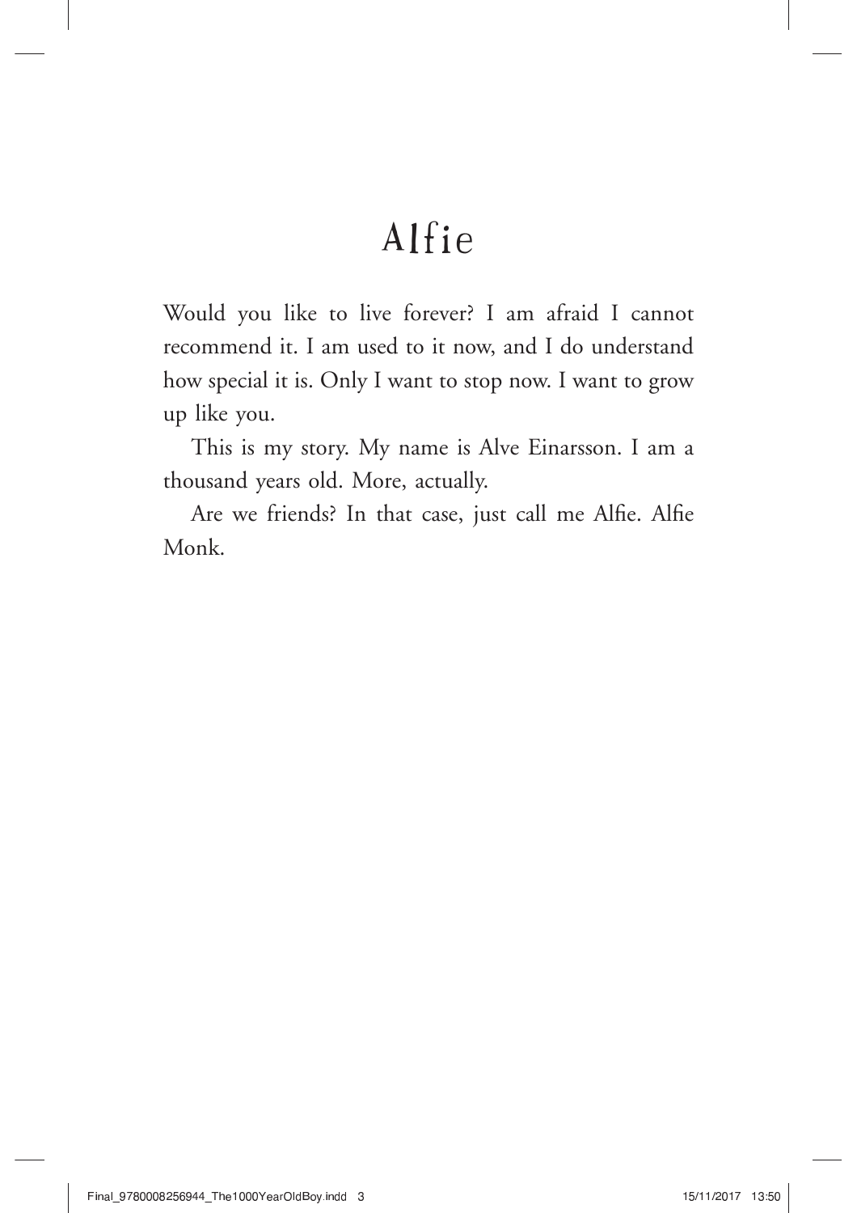# Alfie

Would you like to live forever? I am afraid I cannot recommend it. I am used to it now, and I do understand how special it is. Only I want to stop now. I want to grow up like you.

This is my story. My name is Alve Einarsson. I am a thousand years old. More, actually.

Are we friends? In that case, just call me Alfie. Alfie Monk.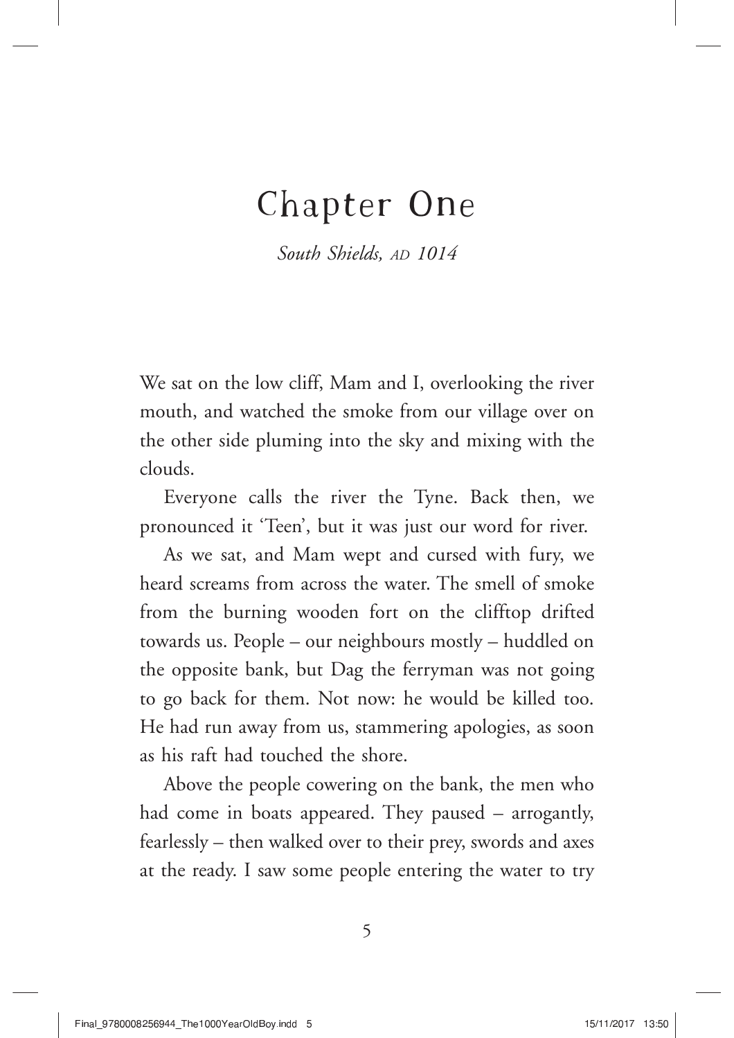# Chapter One

*South Shields, AD 1014*

We sat on the low cliff, Mam and I, overlooking the river mouth, and watched the smoke from our village over on the other side pluming into the sky and mixing with the clouds.

Everyone calls the river the Tyne. Back then, we pronounced it 'Teen', but it was just our word for river.

As we sat, and Mam wept and cursed with fury, we heard screams from across the water. The smell of smoke from the burning wooden fort on the clifftop drifted towards us. People – our neighbours mostly – huddled on the opposite bank, but Dag the ferryman was not going to go back for them. Not now: he would be killed too. He had run away from us, stammering apologies, as soon as his raft had touched the shore.

Above the people cowering on the bank, the men who had come in boats appeared. They paused – arrogantly, fearlessly – then walked over to their prey, swords and axes at the ready. I saw some people entering the water to try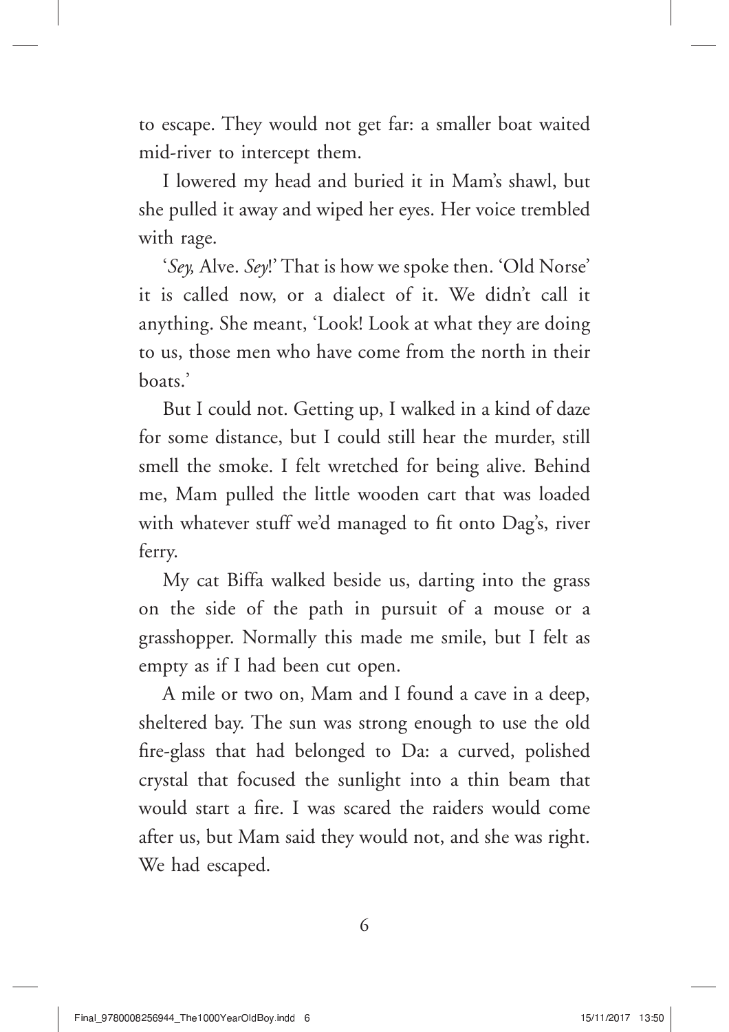to escape. They would not get far: a smaller boat waited mid-river to intercept them.

I lowered my head and buried it in Mam's shawl, but she pulled it away and wiped her eyes. Her voice trembled with rage.

'*Sey,* Alve. *Sey*!' That is how we spoke then. 'Old Norse' it is called now, or a dialect of it. We didn't call it anything. She meant, 'Look! Look at what they are doing to us, those men who have come from the north in their boats.'

But I could not. Getting up, I walked in a kind of daze for some distance, but I could still hear the murder, still smell the smoke. I felt wretched for being alive. Behind me, Mam pulled the little wooden cart that was loaded with whatever stuff we'd managed to fit onto Dag's, river ferry.

My cat Biffa walked beside us, darting into the grass on the side of the path in pursuit of a mouse or a grasshopper. Normally this made me smile, but I felt as empty as if I had been cut open.

A mile or two on, Mam and I found a cave in a deep, sheltered bay. The sun was strong enough to use the old fire-glass that had belonged to Da: a curved, polished crystal that focused the sunlight into a thin beam that would start a fire. I was scared the raiders would come after us, but Mam said they would not, and she was right. We had escaped.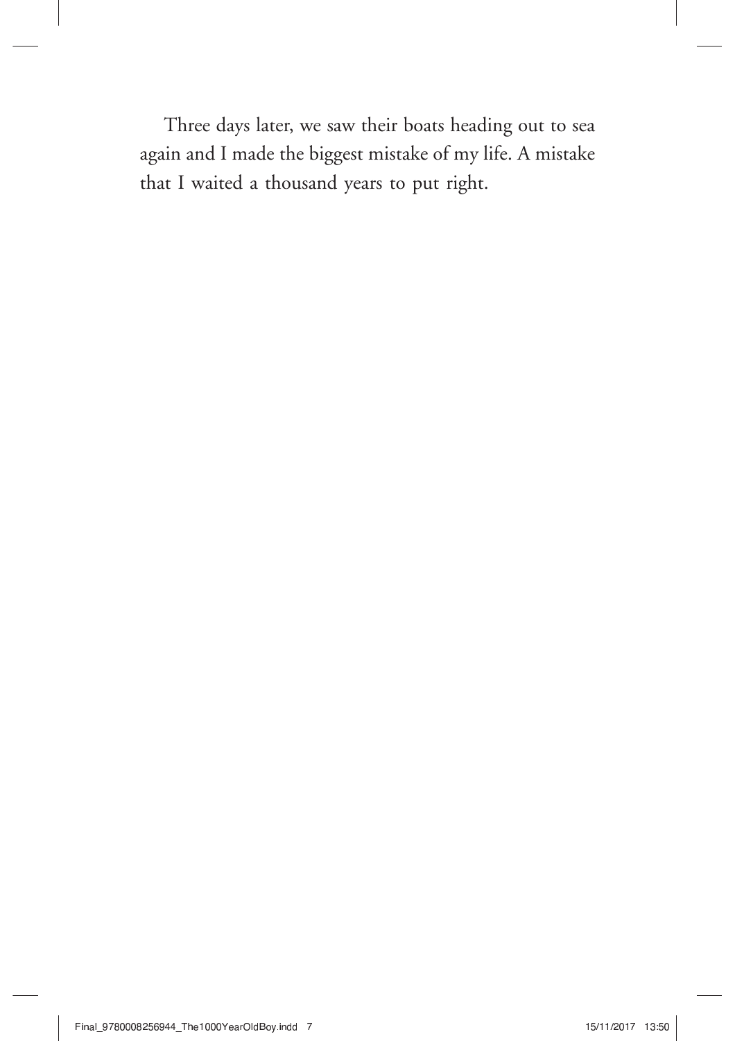Three days later, we saw their boats heading out to sea again and I made the biggest mistake of my life. A mistake that I waited a thousand years to put right.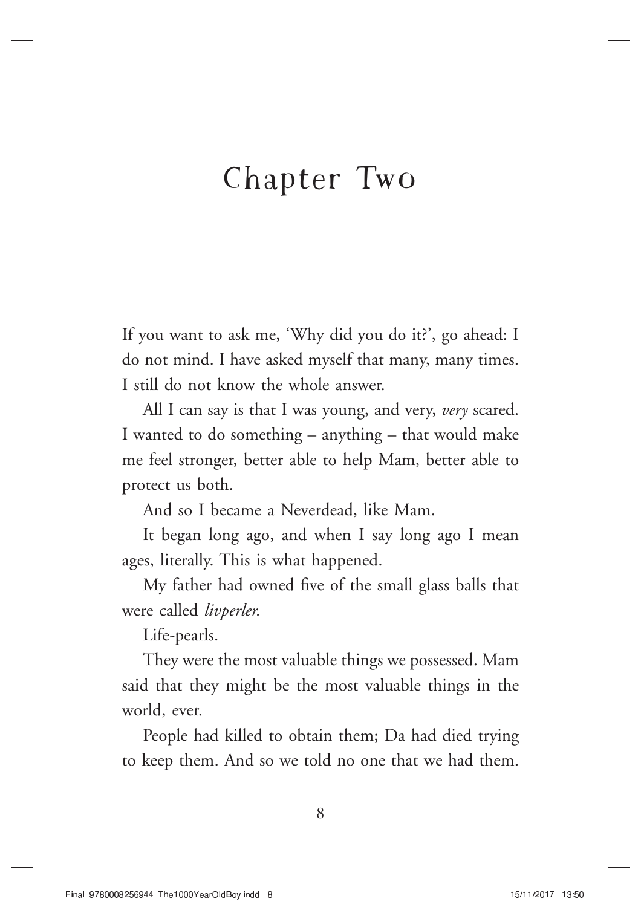# Chapter Two

If you want to ask me, 'Why did you do it?', go ahead: I do not mind. I have asked myself that many, many times. I still do not know the whole answer.

All I can say is that I was young, and very, *very* scared. I wanted to do something – anything – that would make me feel stronger, better able to help Mam, better able to protect us both.

And so I became a Neverdead, like Mam.

It began long ago, and when I say long ago I mean ages, literally. This is what happened.

My father had owned five of the small glass balls that were called *livperler.*

Life-pearls.

They were the most valuable things we possessed. Mam said that they might be the most valuable things in the world, ever.

People had killed to obtain them; Da had died trying to keep them. And so we told no one that we had them.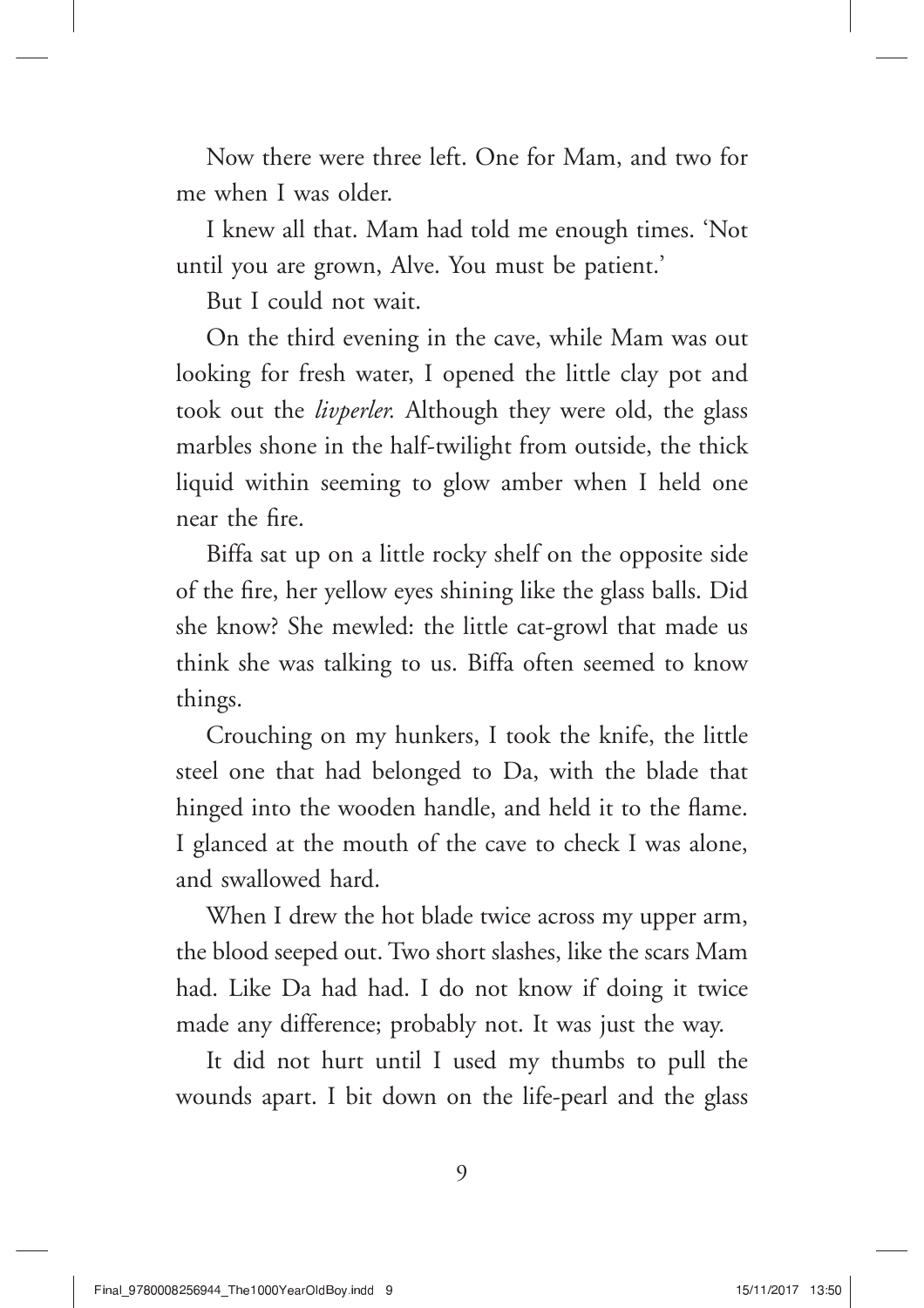Now there were three left. One for Mam, and two for me when I was older.

I knew all that. Mam had told me enough times. 'Not until you are grown, Alve. You must be patient.'

But I could not wait.

On the third evening in the cave, while Mam was out looking for fresh water, I opened the little clay pot and took out the *livperler*. Although they were old, the glass marbles shone in the half-twilight from outside, the thick liquid within seeming to glow amber when I held one near the fire.

Biffa sat up on a little rocky shelf on the opposite side of the fire, her yellow eyes shining like the glass balls. Did she know? She mewled: the little cat-growl that made us think she was talking to us. Biffa often seemed to know things.

Crouching on my hunkers, I took the knife, the little steel one that had belonged to Da, with the blade that hinged into the wooden handle, and held it to the flame. I glanced at the mouth of the cave to check I was alone, and swallowed hard.

When I drew the hot blade twice across my upper arm, the blood seeped out. Two short slashes, like the scars Mam had. Like Da had had. I do not know if doing it twice made any difference; probably not. It was just the way.

It did not hurt until I used my thumbs to pull the wounds apart. I bit down on the life-pearl and the glass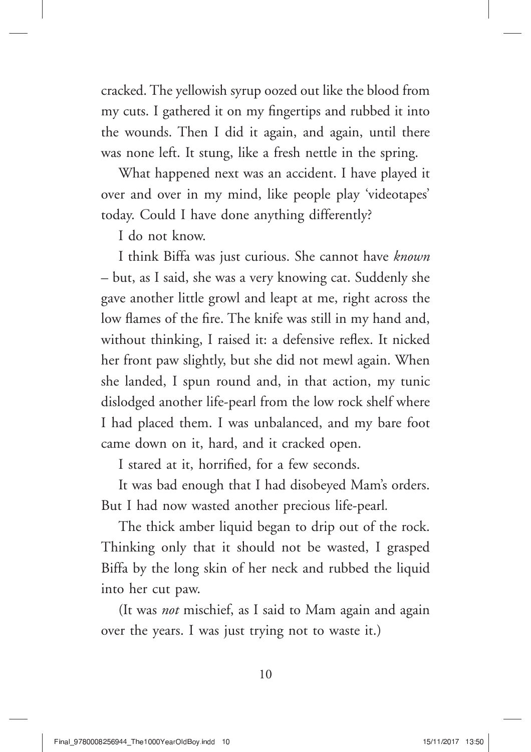cracked. The yellowish syrup oozed out like the blood from my cuts. I gathered it on my fingertips and rubbed it into the wounds. Then I did it again, and again, until there was none left. It stung, like a fresh nettle in the spring.

What happened next was an accident. I have played it over and over in my mind, like people play 'videotapes' today. Could I have done anything differently?

I do not know.

I think Biffa was just curious. She cannot have *known* – but, as I said, she was a very knowing cat. Suddenly she gave another little growl and leapt at me, right across the low flames of the fire. The knife was still in my hand and, without thinking, I raised it: a defensive reflex. It nicked her front paw slightly, but she did not mewl again. When she landed, I spun round and, in that action, my tunic dislodged another life-pearl from the low rock shelf where I had placed them. I was unbalanced, and my bare foot came down on it, hard, and it cracked open.

I stared at it, horrified, for a few seconds.

It was bad enough that I had disobeyed Mam's orders. But I had now wasted another precious life-pearl.

The thick amber liquid began to drip out of the rock. Thinking only that it should not be wasted, I grasped Biffa by the long skin of her neck and rubbed the liquid into her cut paw.

(It was *not* mischief, as I said to Mam again and again over the years. I was just trying not to waste it.)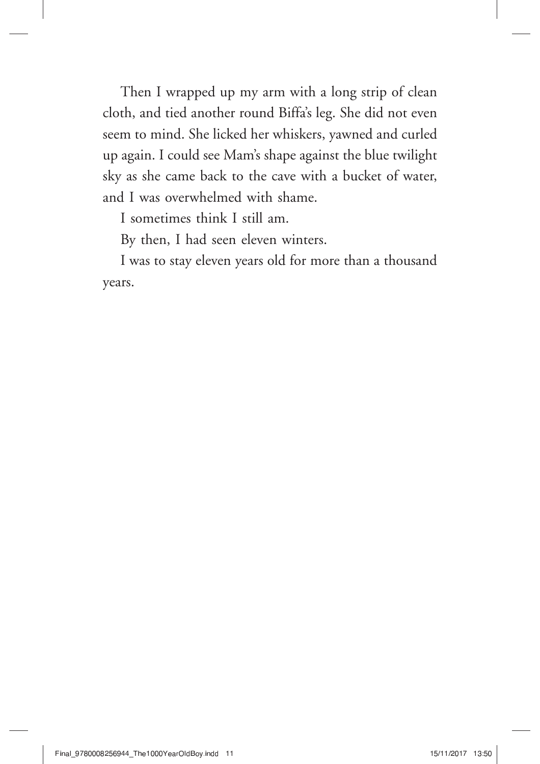Then I wrapped up my arm with a long strip of clean cloth, and tied another round Biffa's leg. She did not even seem to mind. She licked her whiskers, yawned and curled up again. I could see Mam's shape against the blue twilight sky as she came back to the cave with a bucket of water, and I was overwhelmed with shame.

I sometimes think I still am.

By then, I had seen eleven winters.

I was to stay eleven years old for more than a thousand years.